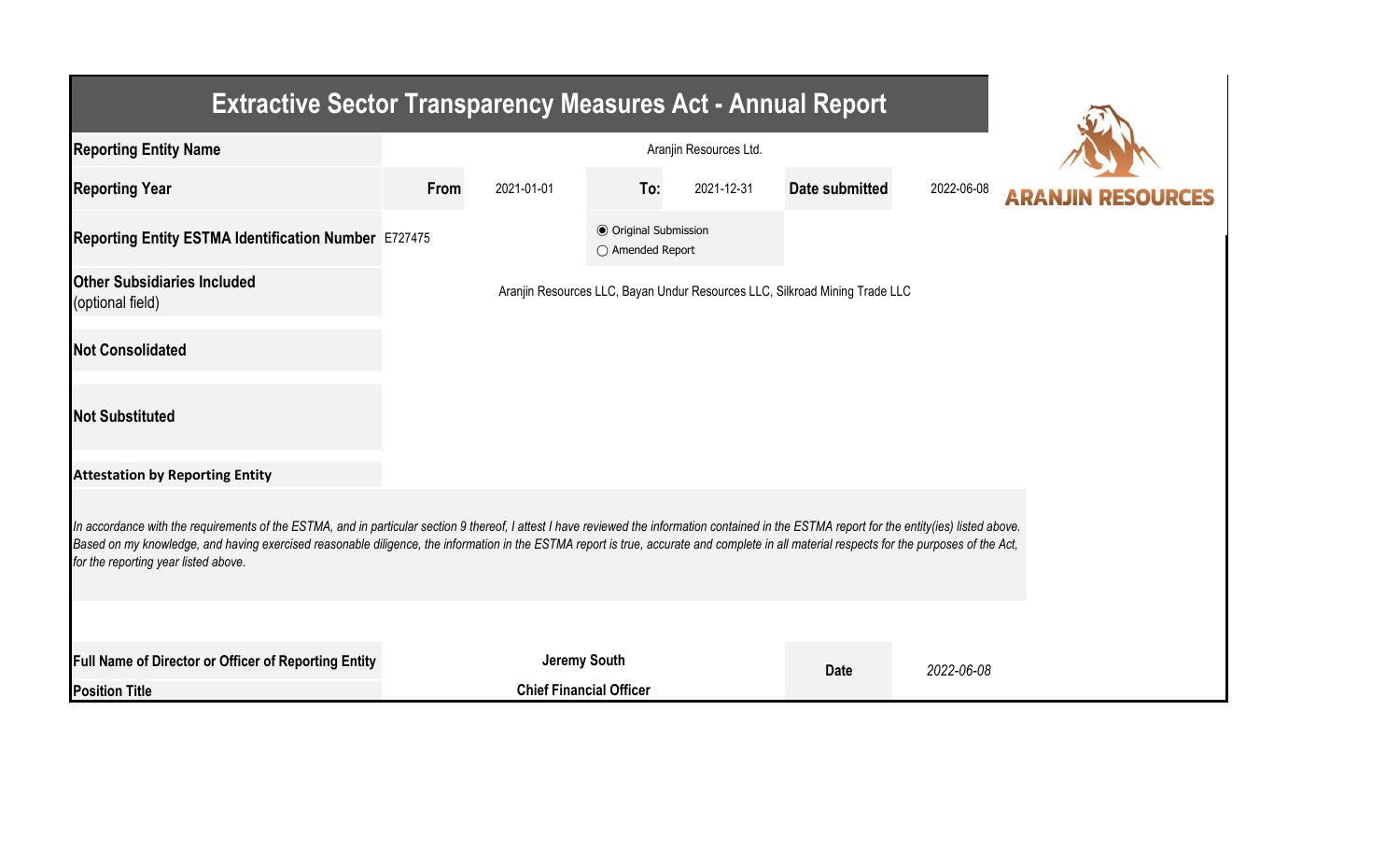# Extractive Sector Transparency Measures Act - Annual Report

| | | | | | | |
|---|---|---|---|---|---|---|
| **Reporting Entity Name** | Aranjin Resources Ltd. | | | | | |
| **Reporting Year** | **From** | 2021-01-01 | **To:** | 2021-12-31 | **Date submitted** | 2022-06-08 |
| **Reporting Entity ESTMA Identification Number** | E727475 | | ◉ Original Submission ◯ Amended Report | | | |
| **Other Subsidiaries Included** (optional field) | Aranjin Resources LLC, Bayan Undur Resources LLC, Silkroad Mining Trade LLC | | | | | |
| **Not Consolidated** | | | | | | |
| **Not Substituted** | | | | | | |

**Attestation by Reporting Entity**

*In accordance with the requirements of the ESTMA, and in particular section 9 thereof, I attest I have reviewed the information contained in the ESTMA report for the entity(ies) listed above. Based on my knowledge, and having exercised reasonable diligence, the information in the ESTMA report is true, accurate and complete in all material respects for the purposes of the Act, for the reporting year listed above.*

| | | | |
|---|---|---|---|
| **Full Name of Director or Officer of Reporting Entity** | **Jeremy South** | **Date** | *2022-06-08* |
| **Position Title** | **Chief Financial Officer** | | |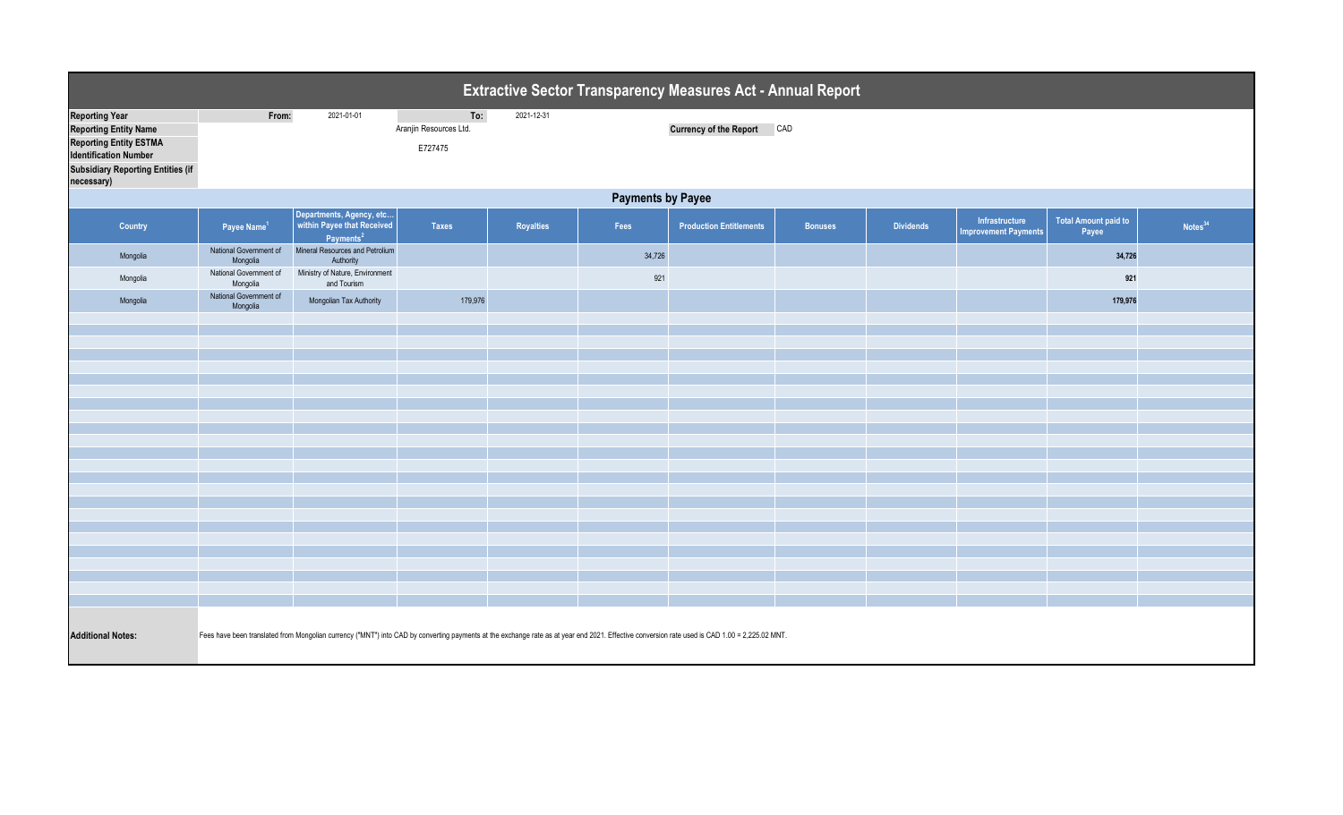# Extractive Sector Transparency Measures Act - Annual Report

| | | | | |
|---|---|---|---|---|
| **Reporting Year** | From: | 2021-01-01 | To: | 2021-12-31 |
| **Reporting Entity Name** | | Aranjin Resources Ltd. | | |
| **Reporting Entity ESTMA Identification Number** | | E727475 | | |
| **Subsidiary Reporting Entities (if necessary)** | | | | |

**Currency of the Report** CAD

## Payments by Payee

| Country | Payee Name[1] | Departments, Agency, etc... within Payee that Received Payments[2] | Taxes | Royalties | Fees | Production Entitlements | Bonuses | Dividends | Infrastructure Improvement Payments | Total Amount paid to Payee | Notes[34] |
|---|---|---|---|---|---|---|---|---|---|---|---|
| Mongolia | National Government of Mongolia | Mineral Resources and Petrolium Authority | | | 34,726 | | | | | **34,726** | |
| Mongolia | National Government of Mongolia | Ministry of Nature, Environment and Tourism | | | 921 | | | | | **921** | |
| Mongolia | National Government of Mongolia | Mongolian Tax Authority | 179,976 | | | | | | | **179,976** | |

**Additional Notes:** Fees have been translated from Mongolian currency ("MNT") into CAD by converting payments at the exchange rate as at year end 2021. Effective conversion rate used is CAD 1.00 = 2,225.02 MNT.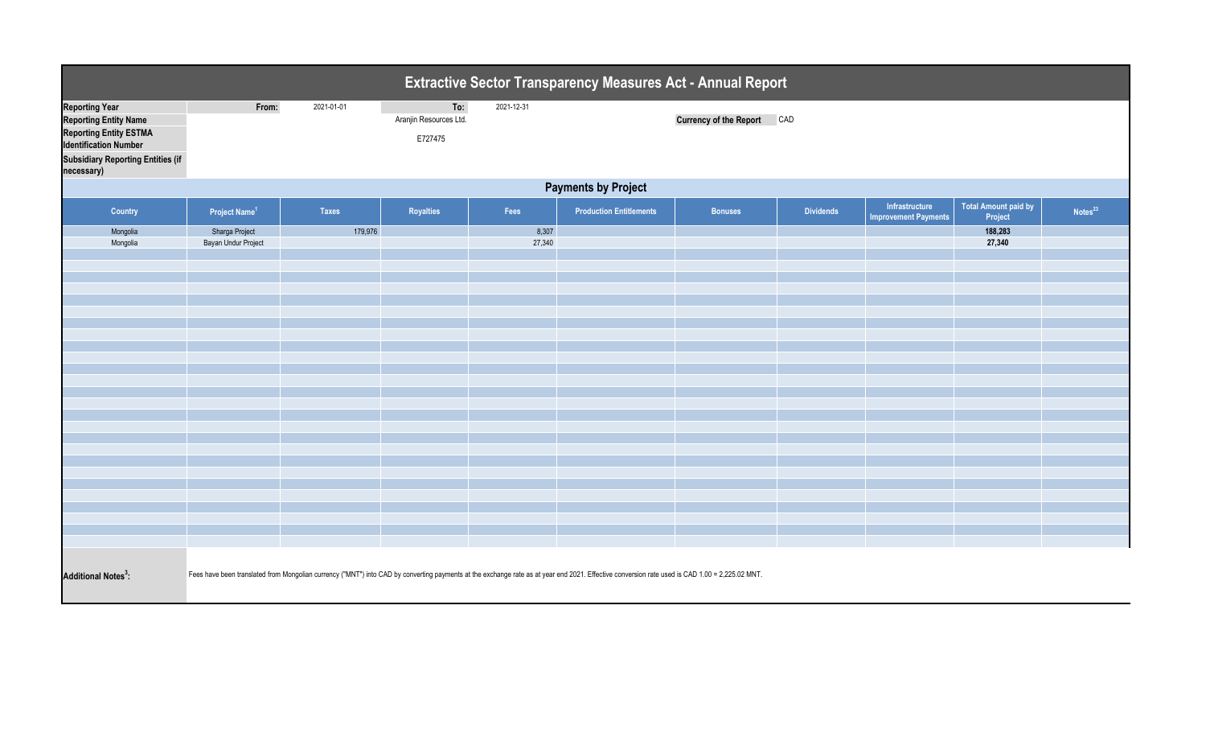# Extractive Sector Transparency Measures Act - Annual Report

| | | | |
|---|---|---|---|
| **Reporting Year** | **From:** 2021-01-01 | **To:** 2021-12-31 | |
| **Reporting Entity Name** | Aranjin Resources Ltd. | | **Currency of the Report** CAD |
| **Reporting Entity ESTMA Identification Number** | E727475 | | |
| **Subsidiary Reporting Entities (if necessary)** | | | |

## Payments by Project

| Country | Project Name[1] | Taxes | Royalties | Fees | Production Entitlements | Bonuses | Dividends | Infrastructure Improvement Payments | Total Amount paid by Project | Notes[23] |
|---|---|---|---|---|---|---|---|---|---|---|
| Mongolia | Sharga Project | 179,976 | | 8,307 | | | | | **188,283** | |
| Mongolia | Bayan Undur Project | | | 27,340 | | | | | **27,340** | |

**Additional Notes[3]:** Fees have been translated from Mongolian currency ("MNT") into CAD by converting payments at the exchange rate as at year end 2021. Effective conversion rate used is CAD 1.00 = 2,225.02 MNT.